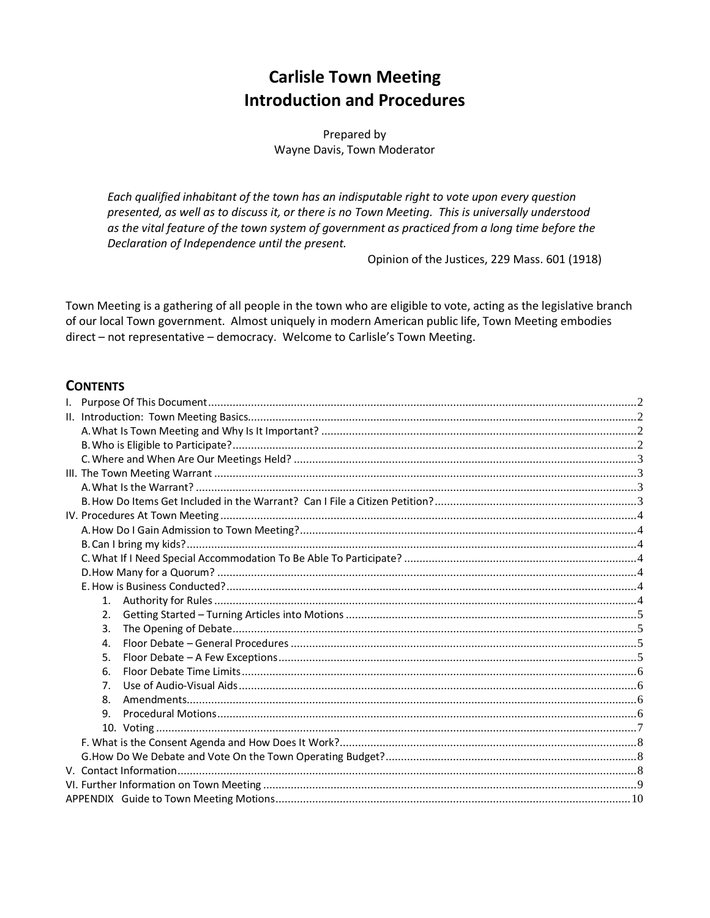# Carlisle Town Meeting
# Introduction and Procedures

Prepared by
Wayne Davis, Town Moderator

> *Each qualified inhabitant of the town has an indisputable right to vote upon every question presented, as well as to discuss it, or there is no Town Meeting. This is universally understood as the vital feature of the town system of government as practiced from a long time before the Declaration of Independence until the present.*
>
> Opinion of the Justices, 229 Mass. 601 (1918)

Town Meeting is a gathering of all people in the town who are eligible to vote, acting as the legislative branch of our local Town government. Almost uniquely in modern American public life, Town Meeting embodies direct – not representative – democracy. Welcome to Carlisle's Town Meeting.

## CONTENTS

- I. Purpose Of This Document ........ 2
- II. Introduction: Town Meeting Basics ........ 2
  - A. What Is Town Meeting and Why Is It Important? ........ 2
  - B. Who is Eligible to Participate? ........ 2
  - C. Where and When Are Our Meetings Held? ........ 3
- III. The Town Meeting Warrant ........ 3
  - A. What Is the Warrant? ........ 3
  - B. How Do Items Get Included in the Warrant? Can I File a Citizen Petition? ........ 3
- IV. Procedures At Town Meeting ........ 4
  - A. How Do I Gain Admission to Town Meeting? ........ 4
  - B. Can I bring my kids? ........ 4
  - C. What If I Need Special Accommodation To Be Able To Participate? ........ 4
  - D. How Many for a Quorum? ........ 4
  - E. How is Business Conducted? ........ 4
    1. Authority for Rules ........ 4
    2. Getting Started – Turning Articles into Motions ........ 5
    3. The Opening of Debate ........ 5
    4. Floor Debate – General Procedures ........ 5
    5. Floor Debate – A Few Exceptions ........ 5
    6. Floor Debate Time Limits ........ 6
    7. Use of Audio-Visual Aids ........ 6
    8. Amendments ........ 6
    9. Procedural Motions ........ 6
    10. Voting ........ 7
  - F. What is the Consent Agenda and How Does It Work? ........ 8
  - G. How Do We Debate and Vote On the Town Operating Budget? ........ 8
- V. Contact Information ........ 8
- VI. Further Information on Town Meeting ........ 9
- APPENDIX Guide to Town Meeting Motions ........ 10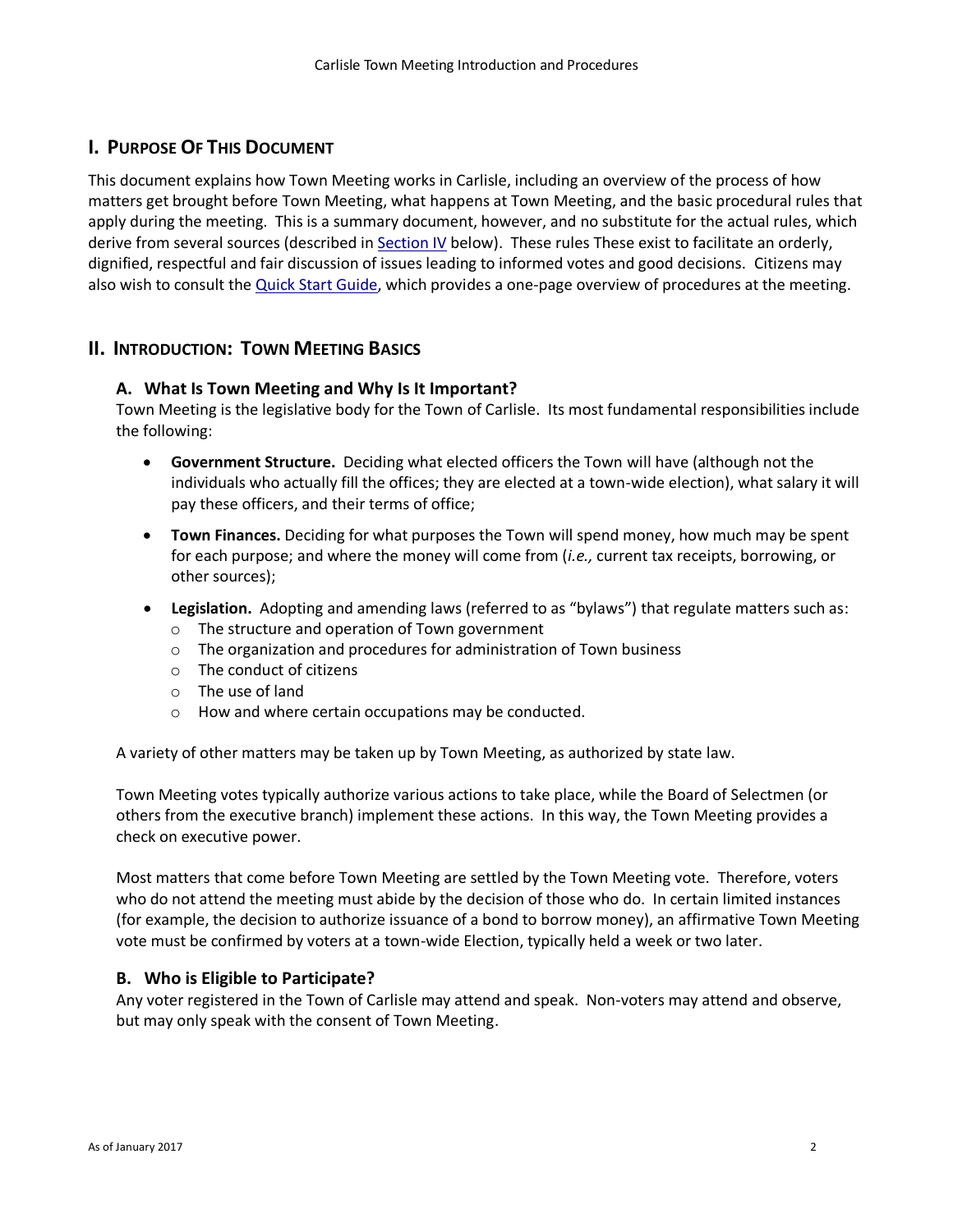## I. Purpose Of This Document

This document explains how Town Meeting works in Carlisle, including an overview of the process of how matters get brought before Town Meeting, what happens at Town Meeting, and the basic procedural rules that apply during the meeting. This is a summary document, however, and no substitute for the actual rules, which derive from several sources (described in Section IV below). These rules These exist to facilitate an orderly, dignified, respectful and fair discussion of issues leading to informed votes and good decisions. Citizens may also wish to consult the Quick Start Guide, which provides a one-page overview of procedures at the meeting.

## II. Introduction: Town Meeting Basics

### A. What Is Town Meeting and Why Is It Important?

Town Meeting is the legislative body for the Town of Carlisle. Its most fundamental responsibilities include the following:

- **Government Structure.** Deciding what elected officers the Town will have (although not the individuals who actually fill the offices; they are elected at a town-wide election), what salary it will pay these officers, and their terms of office;
- **Town Finances.** Deciding for what purposes the Town will spend money, how much may be spent for each purpose; and where the money will come from (*i.e.,* current tax receipts, borrowing, or other sources);
- **Legislation.** Adopting and amending laws (referred to as "bylaws") that regulate matters such as:
  - The structure and operation of Town government
  - The organization and procedures for administration of Town business
  - The conduct of citizens
  - The use of land
  - How and where certain occupations may be conducted.

A variety of other matters may be taken up by Town Meeting, as authorized by state law.

Town Meeting votes typically authorize various actions to take place, while the Board of Selectmen (or others from the executive branch) implement these actions. In this way, the Town Meeting provides a check on executive power.

Most matters that come before Town Meeting are settled by the Town Meeting vote. Therefore, voters who do not attend the meeting must abide by the decision of those who do. In certain limited instances (for example, the decision to authorize issuance of a bond to borrow money), an affirmative Town Meeting vote must be confirmed by voters at a town-wide Election, typically held a week or two later.

### B. Who is Eligible to Participate?

Any voter registered in the Town of Carlisle may attend and speak. Non-voters may attend and observe, but may only speak with the consent of Town Meeting.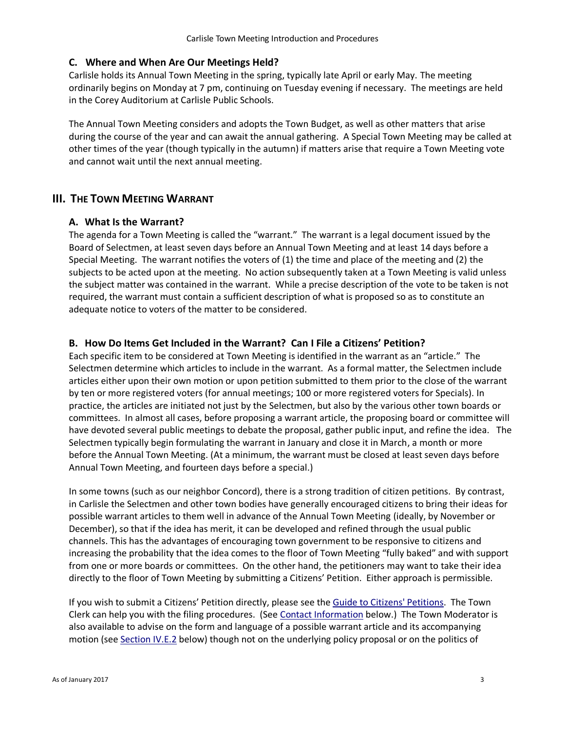### C. Where and When Are Our Meetings Held?

Carlisle holds its Annual Town Meeting in the spring, typically late April or early May. The meeting ordinarily begins on Monday at 7 pm, continuing on Tuesday evening if necessary. The meetings are held in the Corey Auditorium at Carlisle Public Schools.

The Annual Town Meeting considers and adopts the Town Budget, as well as other matters that arise during the course of the year and can await the annual gathering. A Special Town Meeting may be called at other times of the year (though typically in the autumn) if matters arise that require a Town Meeting vote and cannot wait until the next annual meeting.

## III. The Town Meeting Warrant

### A. What Is the Warrant?

The agenda for a Town Meeting is called the "warrant." The warrant is a legal document issued by the Board of Selectmen, at least seven days before an Annual Town Meeting and at least 14 days before a Special Meeting. The warrant notifies the voters of (1) the time and place of the meeting and (2) the subjects to be acted upon at the meeting. No action subsequently taken at a Town Meeting is valid unless the subject matter was contained in the warrant. While a precise description of the vote to be taken is not required, the warrant must contain a sufficient description of what is proposed so as to constitute an adequate notice to voters of the matter to be considered.

### B. How Do Items Get Included in the Warrant? Can I File a Citizens' Petition?

Each specific item to be considered at Town Meeting is identified in the warrant as an "article." The Selectmen determine which articles to include in the warrant. As a formal matter, the Selectmen include articles either upon their own motion or upon petition submitted to them prior to the close of the warrant by ten or more registered voters (for annual meetings; 100 or more registered voters for Specials). In practice, the articles are initiated not just by the Selectmen, but also by the various other town boards or committees. In almost all cases, before proposing a warrant article, the proposing board or committee will have devoted several public meetings to debate the proposal, gather public input, and refine the idea. The Selectmen typically begin formulating the warrant in January and close it in March, a month or more before the Annual Town Meeting. (At a minimum, the warrant must be closed at least seven days before Annual Town Meeting, and fourteen days before a special.)

In some towns (such as our neighbor Concord), there is a strong tradition of citizen petitions. By contrast, in Carlisle the Selectmen and other town bodies have generally encouraged citizens to bring their ideas for possible warrant articles to them well in advance of the Annual Town Meeting (ideally, by November or December), so that if the idea has merit, it can be developed and refined through the usual public channels. This has the advantages of encouraging town government to be responsive to citizens and increasing the probability that the idea comes to the floor of Town Meeting "fully baked" and with support from one or more boards or committees. On the other hand, the petitioners may want to take their idea directly to the floor of Town Meeting by submitting a Citizens' Petition. Either approach is permissible.

If you wish to submit a Citizens' Petition directly, please see the Guide to Citizens' Petitions. The Town Clerk can help you with the filing procedures. (See Contact Information below.) The Town Moderator is also available to advise on the form and language of a possible warrant article and its accompanying motion (see Section IV.E.2 below) though not on the underlying policy proposal or on the politics of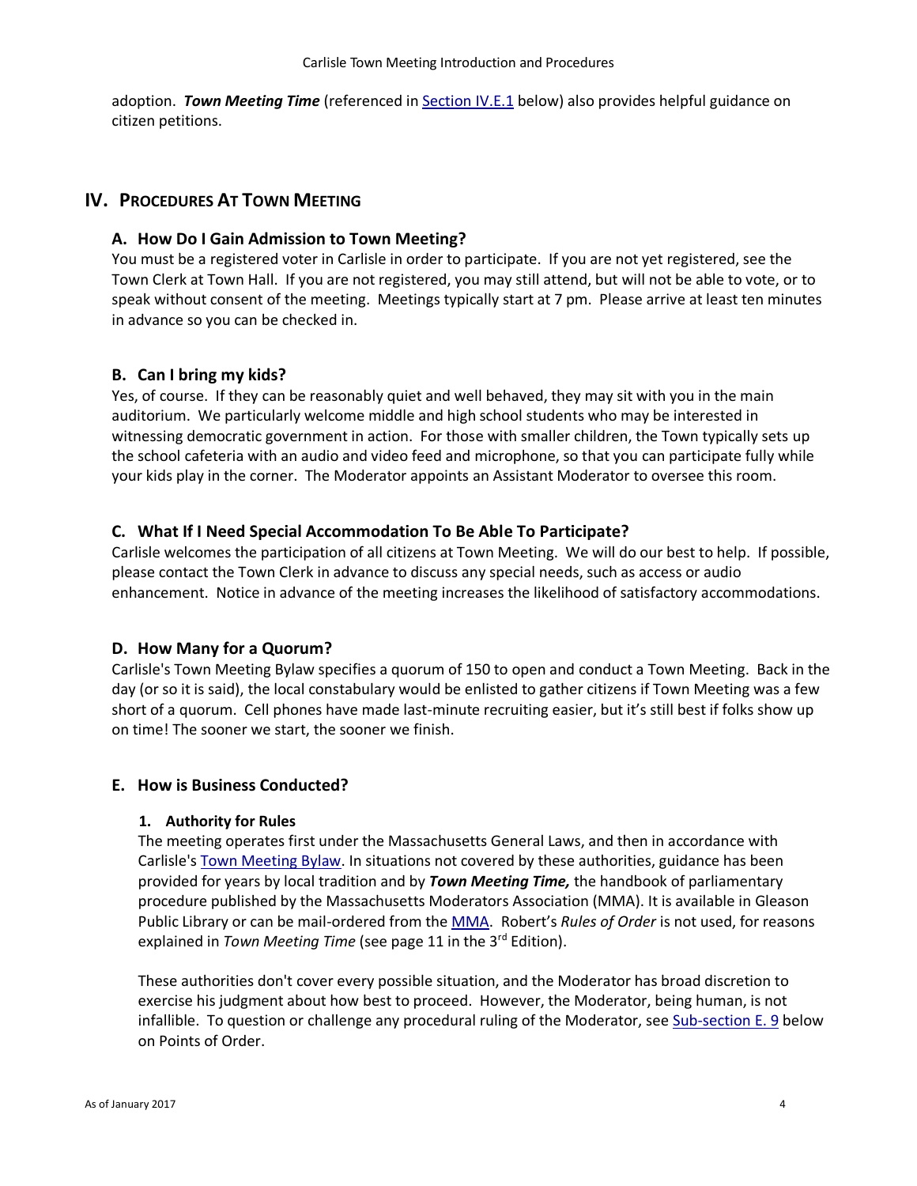adoption. ***Town Meeting Time*** (referenced in Section IV.E.1 below) also provides helpful guidance on citizen petitions.

## IV. Procedures At Town Meeting

### A. How Do I Gain Admission to Town Meeting?

You must be a registered voter in Carlisle in order to participate. If you are not yet registered, see the Town Clerk at Town Hall. If you are not registered, you may still attend, but will not be able to vote, or to speak without consent of the meeting. Meetings typically start at 7 pm. Please arrive at least ten minutes in advance so you can be checked in.

### B. Can I bring my kids?

Yes, of course. If they can be reasonably quiet and well behaved, they may sit with you in the main auditorium. We particularly welcome middle and high school students who may be interested in witnessing democratic government in action. For those with smaller children, the Town typically sets up the school cafeteria with an audio and video feed and microphone, so that you can participate fully while your kids play in the corner. The Moderator appoints an Assistant Moderator to oversee this room.

### C. What If I Need Special Accommodation To Be Able To Participate?

Carlisle welcomes the participation of all citizens at Town Meeting. We will do our best to help. If possible, please contact the Town Clerk in advance to discuss any special needs, such as access or audio enhancement. Notice in advance of the meeting increases the likelihood of satisfactory accommodations.

### D. How Many for a Quorum?

Carlisle's Town Meeting Bylaw specifies a quorum of 150 to open and conduct a Town Meeting. Back in the day (or so it is said), the local constabulary would be enlisted to gather citizens if Town Meeting was a few short of a quorum. Cell phones have made last-minute recruiting easier, but it's still best if folks show up on time! The sooner we start, the sooner we finish.

### E. How is Business Conducted?

#### 1. Authority for Rules

The meeting operates first under the Massachusetts General Laws, and then in accordance with Carlisle's Town Meeting Bylaw. In situations not covered by these authorities, guidance has been provided for years by local tradition and by ***Town Meeting Time,*** the handbook of parliamentary procedure published by the Massachusetts Moderators Association (MMA). It is available in Gleason Public Library or can be mail-ordered from the MMA. Robert's *Rules of Order* is not used, for reasons explained in *Town Meeting Time* (see page 11 in the 3rd Edition).

These authorities don't cover every possible situation, and the Moderator has broad discretion to exercise his judgment about how best to proceed. However, the Moderator, being human, is not infallible. To question or challenge any procedural ruling of the Moderator, see Sub-section E. 9 below on Points of Order.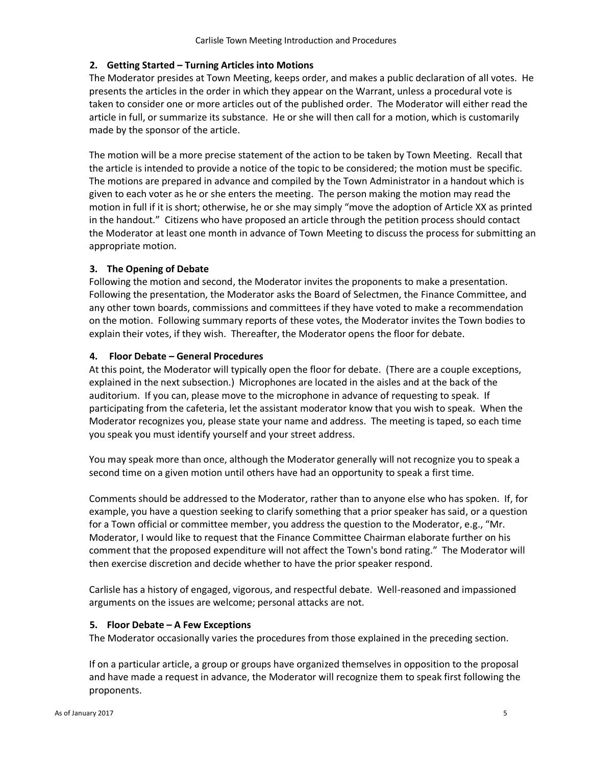### 2. Getting Started – Turning Articles into Motions

The Moderator presides at Town Meeting, keeps order, and makes a public declaration of all votes. He presents the articles in the order in which they appear on the Warrant, unless a procedural vote is taken to consider one or more articles out of the published order. The Moderator will either read the article in full, or summarize its substance. He or she will then call for a motion, which is customarily made by the sponsor of the article.

The motion will be a more precise statement of the action to be taken by Town Meeting. Recall that the article is intended to provide a notice of the topic to be considered; the motion must be specific. The motions are prepared in advance and compiled by the Town Administrator in a handout which is given to each voter as he or she enters the meeting. The person making the motion may read the motion in full if it is short; otherwise, he or she may simply "move the adoption of Article XX as printed in the handout." Citizens who have proposed an article through the petition process should contact the Moderator at least one month in advance of Town Meeting to discuss the process for submitting an appropriate motion.

### 3. The Opening of Debate

Following the motion and second, the Moderator invites the proponents to make a presentation. Following the presentation, the Moderator asks the Board of Selectmen, the Finance Committee, and any other town boards, commissions and committees if they have voted to make a recommendation on the motion. Following summary reports of these votes, the Moderator invites the Town bodies to explain their votes, if they wish. Thereafter, the Moderator opens the floor for debate.

### 4. Floor Debate – General Procedures

At this point, the Moderator will typically open the floor for debate. (There are a couple exceptions, explained in the next subsection.) Microphones are located in the aisles and at the back of the auditorium. If you can, please move to the microphone in advance of requesting to speak. If participating from the cafeteria, let the assistant moderator know that you wish to speak. When the Moderator recognizes you, please state your name and address. The meeting is taped, so each time you speak you must identify yourself and your street address.

You may speak more than once, although the Moderator generally will not recognize you to speak a second time on a given motion until others have had an opportunity to speak a first time.

Comments should be addressed to the Moderator, rather than to anyone else who has spoken. If, for example, you have a question seeking to clarify something that a prior speaker has said, or a question for a Town official or committee member, you address the question to the Moderator, e.g., "Mr. Moderator, I would like to request that the Finance Committee Chairman elaborate further on his comment that the proposed expenditure will not affect the Town's bond rating." The Moderator will then exercise discretion and decide whether to have the prior speaker respond.

Carlisle has a history of engaged, vigorous, and respectful debate. Well-reasoned and impassioned arguments on the issues are welcome; personal attacks are not.

### 5. Floor Debate – A Few Exceptions

The Moderator occasionally varies the procedures from those explained in the preceding section.

If on a particular article, a group or groups have organized themselves in opposition to the proposal and have made a request in advance, the Moderator will recognize them to speak first following the proponents.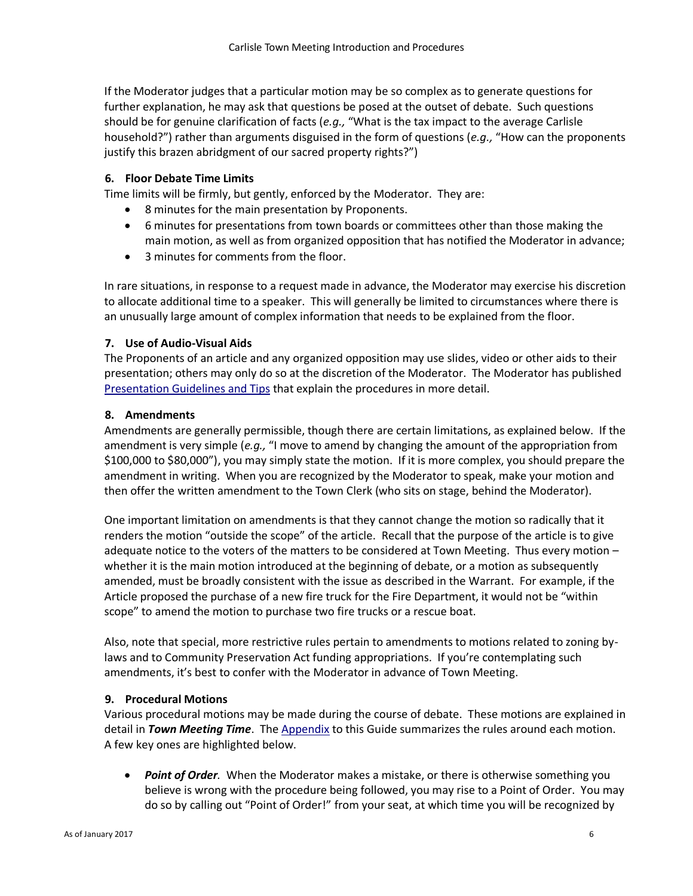If the Moderator judges that a particular motion may be so complex as to generate questions for further explanation, he may ask that questions be posed at the outset of debate. Such questions should be for genuine clarification of facts (*e.g.,* "What is the tax impact to the average Carlisle household?") rather than arguments disguised in the form of questions (*e.g.,* "How can the proponents justify this brazen abridgment of our sacred property rights?")

### 6. Floor Debate Time Limits

Time limits will be firmly, but gently, enforced by the Moderator. They are:

- 8 minutes for the main presentation by Proponents.
- 6 minutes for presentations from town boards or committees other than those making the main motion, as well as from organized opposition that has notified the Moderator in advance;
- 3 minutes for comments from the floor.

In rare situations, in response to a request made in advance, the Moderator may exercise his discretion to allocate additional time to a speaker. This will generally be limited to circumstances where there is an unusually large amount of complex information that needs to be explained from the floor.

### 7. Use of Audio-Visual Aids

The Proponents of an article and any organized opposition may use slides, video or other aids to their presentation; others may only do so at the discretion of the Moderator. The Moderator has published Presentation Guidelines and Tips that explain the procedures in more detail.

### 8. Amendments

Amendments are generally permissible, though there are certain limitations, as explained below. If the amendment is very simple (*e.g.,* "I move to amend by changing the amount of the appropriation from $100,000 to $80,000"), you may simply state the motion. If it is more complex, you should prepare the amendment in writing. When you are recognized by the Moderator to speak, make your motion and then offer the written amendment to the Town Clerk (who sits on stage, behind the Moderator).

One important limitation on amendments is that they cannot change the motion so radically that it renders the motion "outside the scope" of the article. Recall that the purpose of the article is to give adequate notice to the voters of the matters to be considered at Town Meeting. Thus every motion – whether it is the main motion introduced at the beginning of debate, or a motion as subsequently amended, must be broadly consistent with the issue as described in the Warrant. For example, if the Article proposed the purchase of a new fire truck for the Fire Department, it would not be "within scope" to amend the motion to purchase two fire trucks or a rescue boat.

Also, note that special, more restrictive rules pertain to amendments to motions related to zoning by-laws and to Community Preservation Act funding appropriations. If you're contemplating such amendments, it's best to confer with the Moderator in advance of Town Meeting.

### 9. Procedural Motions

Various procedural motions may be made during the course of debate. These motions are explained in detail in ***Town Meeting Time***. The Appendix to this Guide summarizes the rules around each motion. A few key ones are highlighted below.

- ***Point of Order.*** When the Moderator makes a mistake, or there is otherwise something you believe is wrong with the procedure being followed, you may rise to a Point of Order. You may do so by calling out "Point of Order!" from your seat, at which time you will be recognized by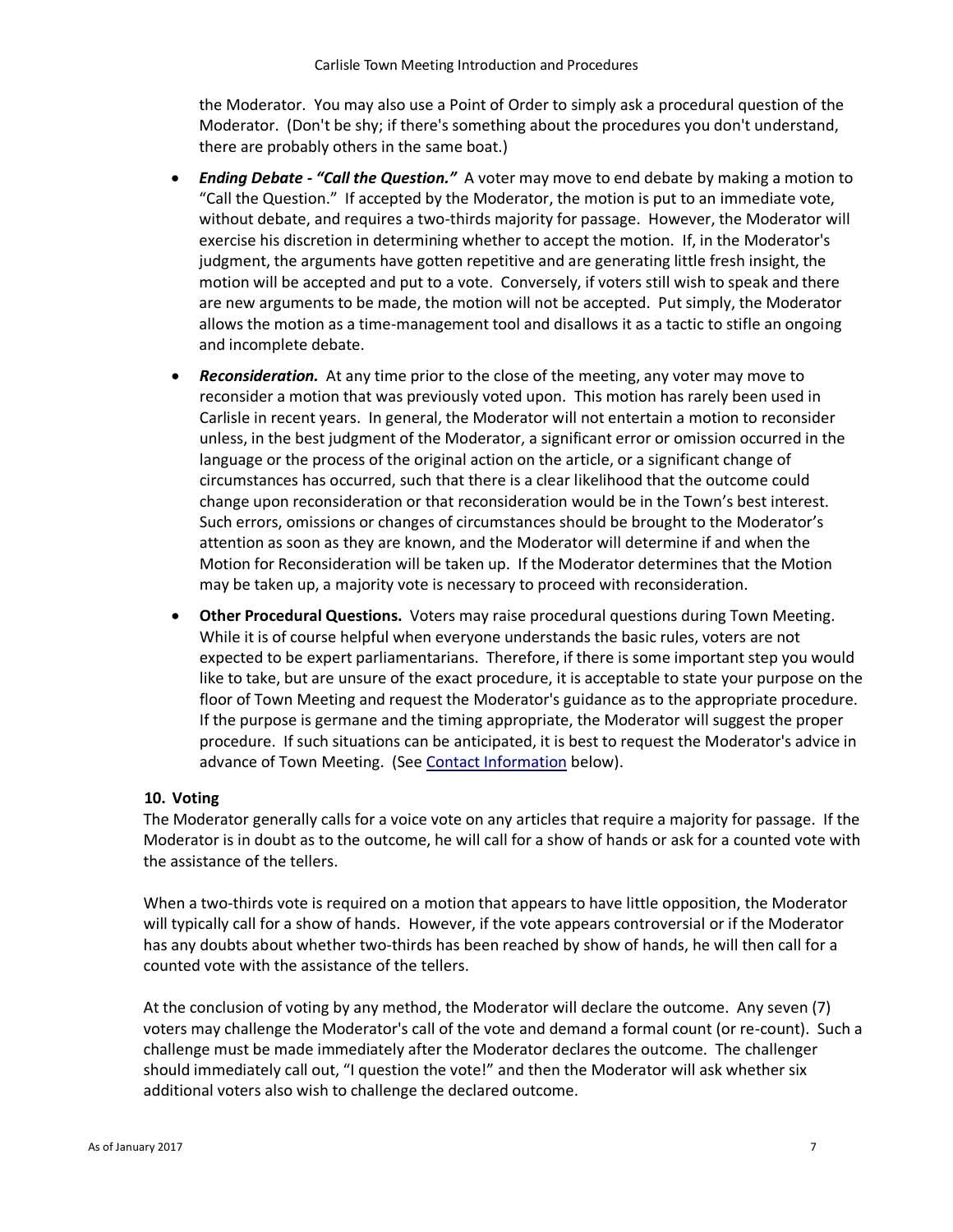the Moderator. You may also use a Point of Order to simply ask a procedural question of the Moderator. (Don't be shy; if there's something about the procedures you don't understand, there are probably others in the same boat.)

- ***Ending Debate - "Call the Question."*** A voter may move to end debate by making a motion to "Call the Question." If accepted by the Moderator, the motion is put to an immediate vote, without debate, and requires a two-thirds majority for passage. However, the Moderator will exercise his discretion in determining whether to accept the motion. If, in the Moderator's judgment, the arguments have gotten repetitive and are generating little fresh insight, the motion will be accepted and put to a vote. Conversely, if voters still wish to speak and there are new arguments to be made, the motion will not be accepted. Put simply, the Moderator allows the motion as a time-management tool and disallows it as a tactic to stifle an ongoing and incomplete debate.
- ***Reconsideration.*** At any time prior to the close of the meeting, any voter may move to reconsider a motion that was previously voted upon. This motion has rarely been used in Carlisle in recent years. In general, the Moderator will not entertain a motion to reconsider unless, in the best judgment of the Moderator, a significant error or omission occurred in the language or the process of the original action on the article, or a significant change of circumstances has occurred, such that there is a clear likelihood that the outcome could change upon reconsideration or that reconsideration would be in the Town's best interest. Such errors, omissions or changes of circumstances should be brought to the Moderator's attention as soon as they are known, and the Moderator will determine if and when the Motion for Reconsideration will be taken up. If the Moderator determines that the Motion may be taken up, a majority vote is necessary to proceed with reconsideration.
- **Other Procedural Questions.** Voters may raise procedural questions during Town Meeting. While it is of course helpful when everyone understands the basic rules, voters are not expected to be expert parliamentarians. Therefore, if there is some important step you would like to take, but are unsure of the exact procedure, it is acceptable to state your purpose on the floor of Town Meeting and request the Moderator's guidance as to the appropriate procedure. If the purpose is germane and the timing appropriate, the Moderator will suggest the proper procedure. If such situations can be anticipated, it is best to request the Moderator's advice in advance of Town Meeting. (See Contact Information below).

### 10. Voting

The Moderator generally calls for a voice vote on any articles that require a majority for passage. If the Moderator is in doubt as to the outcome, he will call for a show of hands or ask for a counted vote with the assistance of the tellers.

When a two-thirds vote is required on a motion that appears to have little opposition, the Moderator will typically call for a show of hands. However, if the vote appears controversial or if the Moderator has any doubts about whether two-thirds has been reached by show of hands, he will then call for a counted vote with the assistance of the tellers.

At the conclusion of voting by any method, the Moderator will declare the outcome. Any seven (7) voters may challenge the Moderator's call of the vote and demand a formal count (or re-count). Such a challenge must be made immediately after the Moderator declares the outcome. The challenger should immediately call out, "I question the vote!" and then the Moderator will ask whether six additional voters also wish to challenge the declared outcome.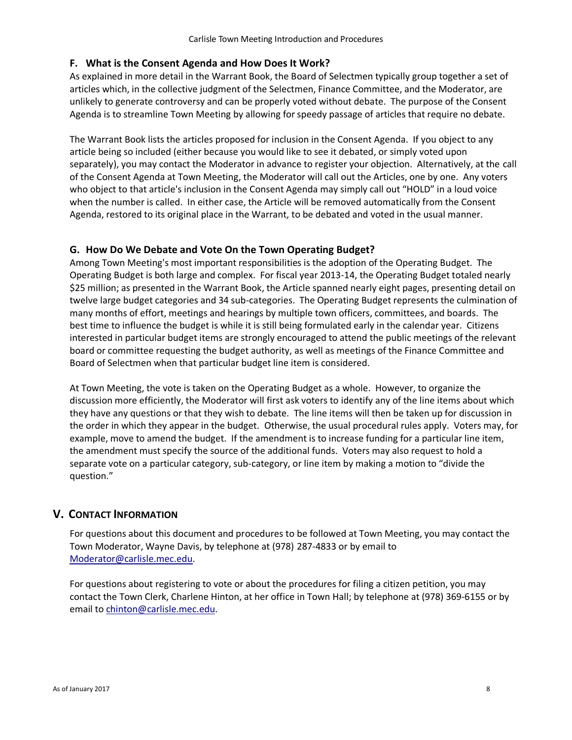### F. What is the Consent Agenda and How Does It Work?

As explained in more detail in the Warrant Book, the Board of Selectmen typically group together a set of articles which, in the collective judgment of the Selectmen, Finance Committee, and the Moderator, are unlikely to generate controversy and can be properly voted without debate. The purpose of the Consent Agenda is to streamline Town Meeting by allowing for speedy passage of articles that require no debate.

The Warrant Book lists the articles proposed for inclusion in the Consent Agenda. If you object to any article being so included (either because you would like to see it debated, or simply voted upon separately), you may contact the Moderator in advance to register your objection. Alternatively, at the call of the Consent Agenda at Town Meeting, the Moderator will call out the Articles, one by one. Any voters who object to that article's inclusion in the Consent Agenda may simply call out "HOLD" in a loud voice when the number is called. In either case, the Article will be removed automatically from the Consent Agenda, restored to its original place in the Warrant, to be debated and voted in the usual manner.

### G. How Do We Debate and Vote On the Town Operating Budget?

Among Town Meeting's most important responsibilities is the adoption of the Operating Budget. The Operating Budget is both large and complex. For fiscal year 2013-14, the Operating Budget totaled nearly $25 million; as presented in the Warrant Book, the Article spanned nearly eight pages, presenting detail on twelve large budget categories and 34 sub-categories. The Operating Budget represents the culmination of many months of effort, meetings and hearings by multiple town officers, committees, and boards. The best time to influence the budget is while it is still being formulated early in the calendar year. Citizens interested in particular budget items are strongly encouraged to attend the public meetings of the relevant board or committee requesting the budget authority, as well as meetings of the Finance Committee and Board of Selectmen when that particular budget line item is considered.

At Town Meeting, the vote is taken on the Operating Budget as a whole. However, to organize the discussion more efficiently, the Moderator will first ask voters to identify any of the line items about which they have any questions or that they wish to debate. The line items will then be taken up for discussion in the order in which they appear in the budget. Otherwise, the usual procedural rules apply. Voters may, for example, move to amend the budget. If the amendment is to increase funding for a particular line item, the amendment must specify the source of the additional funds. Voters may also request to hold a separate vote on a particular category, sub-category, or line item by making a motion to "divide the question."

## V. Contact Information

For questions about this document and procedures to be followed at Town Meeting, you may contact the Town Moderator, Wayne Davis, by telephone at (978) 287-4833 or by email to Moderator@carlisle.mec.edu.

For questions about registering to vote or about the procedures for filing a citizen petition, you may contact the Town Clerk, Charlene Hinton, at her office in Town Hall; by telephone at (978) 369-6155 or by email to chinton@carlisle.mec.edu.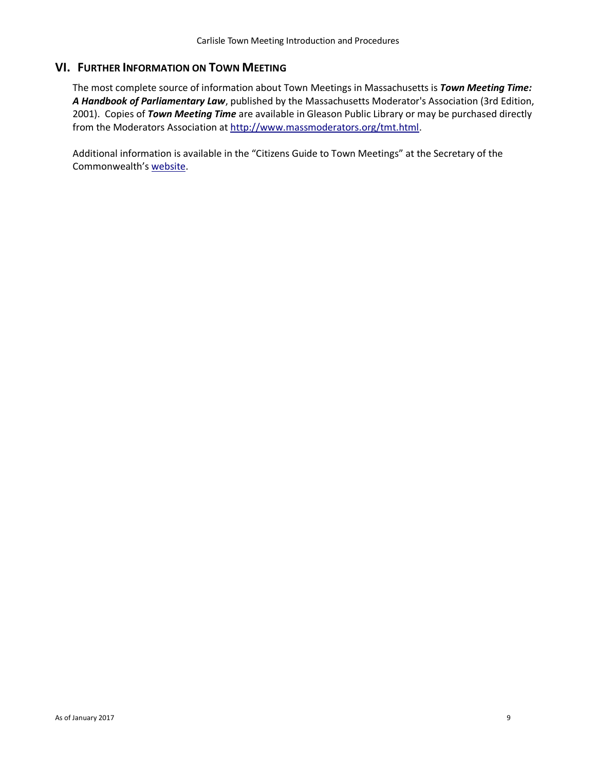## VI. Further Information on Town Meeting

The most complete source of information about Town Meetings in Massachusetts is ***Town Meeting Time: A Handbook of Parliamentary Law***, published by the Massachusetts Moderator's Association (3rd Edition, 2001). Copies of ***Town Meeting Time*** are available in Gleason Public Library or may be purchased directly from the Moderators Association at [http://www.massmoderators.org/tmt.html](http://www.massmoderators.org/tmt.html).

Additional information is available in the "Citizens Guide to Town Meetings" at the Secretary of the Commonwealth's website.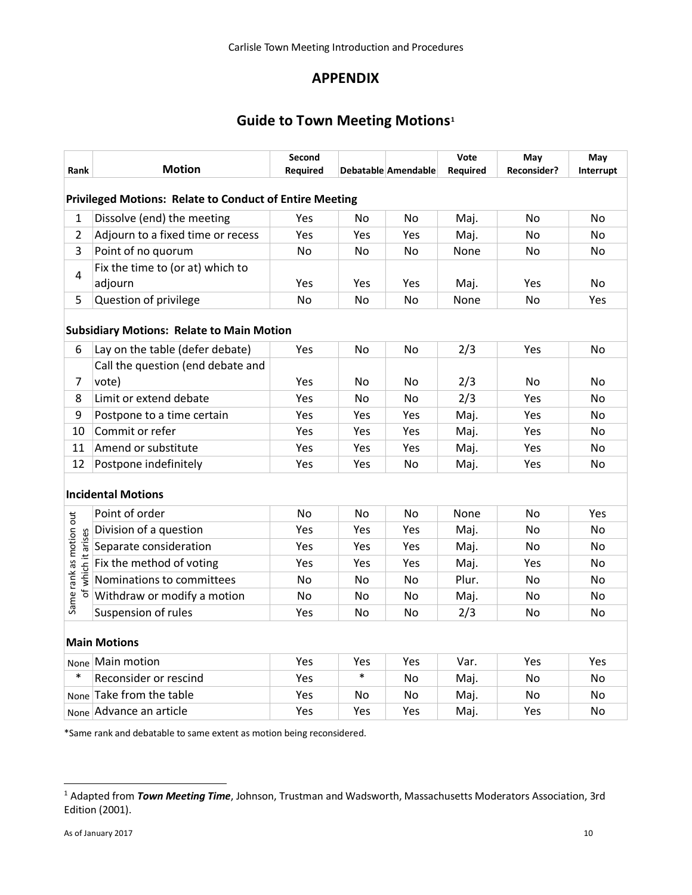## APPENDIX

## Guide to Town Meeting Motions[1]

| Rank | Motion | Second Required | Debatable | Amendable | Vote Required | May Reconsider? | May Interrupt |
|---|---|---|---|---|---|---|---|
| **Privileged Motions: Relate to Conduct of Entire Meeting** | | | | | | | |
| 1 | Dissolve (end) the meeting | Yes | No | No | Maj. | No | No |
| 2 | Adjourn to a fixed time or recess | Yes | Yes | Yes | Maj. | No | No |
| 3 | Point of no quorum | No | No | No | None | No | No |
| 4 | Fix the time to (or at) which to adjourn | Yes | Yes | Yes | Maj. | Yes | No |
| 5 | Question of privilege | No | No | No | None | No | Yes |
| **Subsidiary Motions: Relate to Main Motion** | | | | | | | |
| 6 | Lay on the table (defer debate) | Yes | No | No | 2/3 | Yes | No |
| 7 | Call the question (end debate and vote) | Yes | No | No | 2/3 | No | No |
| 8 | Limit or extend debate | Yes | No | No | 2/3 | Yes | No |
| 9 | Postpone to a time certain | Yes | Yes | Yes | Maj. | Yes | No |
| 10 | Commit or refer | Yes | Yes | Yes | Maj. | Yes | No |
| 11 | Amend or substitute | Yes | Yes | Yes | Maj. | Yes | No |
| 12 | Postpone indefinitely | Yes | Yes | No | Maj. | Yes | No |
| **Incidental Motions** | | | | | | | |
| Same rank as motion out of which it arises | Point of order | No | No | No | None | No | Yes |
| Same rank as motion out of which it arises | Division of a question | Yes | Yes | Yes | Maj. | No | No |
| Same rank as motion out of which it arises | Separate consideration | Yes | Yes | Yes | Maj. | No | No |
| Same rank as motion out of which it arises | Fix the method of voting | Yes | Yes | Yes | Maj. | Yes | No |
| Same rank as motion out of which it arises | Nominations to committees | No | No | No | Plur. | No | No |
| Same rank as motion out of which it arises | Withdraw or modify a motion | No | No | No | Maj. | No | No |
| Same rank as motion out of which it arises | Suspension of rules | Yes | No | No | 2/3 | No | No |
| **Main Motions** | | | | | | | |
| None | Main motion | Yes | Yes | Yes | Var. | Yes | Yes |
| * | Reconsider or rescind | Yes | * | No | Maj. | No | No |
| None | Take from the table | Yes | No | No | Maj. | No | No |
| None | Advance an article | Yes | Yes | Yes | Maj. | Yes | No |

*Same rank and debatable to same extent as motion being reconsidered.

[1] Adapted from ***Town Meeting Time***, Johnson, Trustman and Wadsworth, Massachusetts Moderators Association, 3rd Edition (2001).